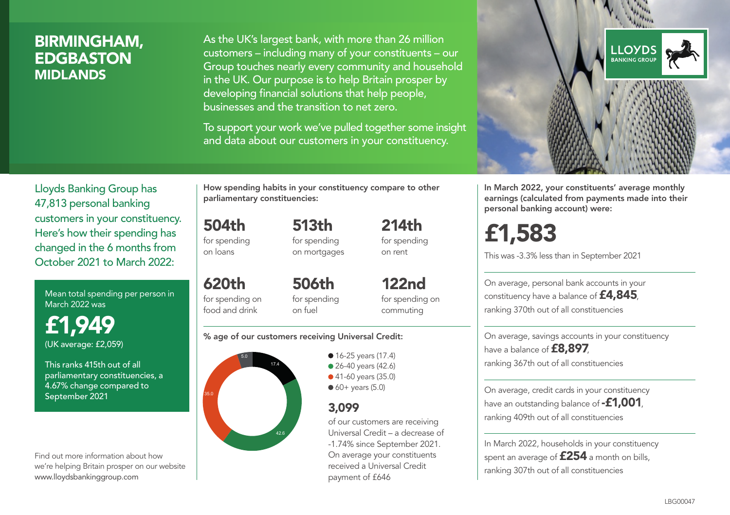# BIRMINGHAM, EDGBASTON
## MIDLANDS

As the UK's largest bank, with more than 26 million customers – including many of your constituents – our Group touches nearly every community and household in the UK. Our purpose is to help Britain prosper by developing financial solutions that help people, businesses and the transition to net zero.

To support your work we've pulled together some insight and data about our customers in your constituency.

LLOYDS BANKING GROUP

Lloyds Banking Group has 47,813 personal banking customers in your constituency. Here's how their spending has changed in the 6 months from October 2021 to March 2022:

Mean total spending per person in March 2022 was

**£1,949**
(UK average: £2,059)

This ranks 415th out of all parliamentary constituencies, a 4.67% change compared to September 2021

Find out more information about how we're helping Britain prosper on our website www.lloydsbankinggroup.com

**How spending habits in your constituency compare to other parliamentary constituencies:**

**504th** for spending on loans

**513th** for spending on mortgages

**214th** for spending on rent

**620th** for spending on food and drink

**506th** for spending on fuel

**122nd** for spending on commuting

**% age of our customers receiving Universal Credit:**

- 16-25 years (17.4)
- 26-40 years (42.6)
- 41-60 years (35.0)
- 60+ years (5.0)

**3,099**
of our customers are receiving Universal Credit – a decrease of -1.74% since September 2021. On average your constituents received a Universal Credit payment of £646

**In March 2022, your constituents' average monthly earnings (calculated from payments made into their personal banking account) were:**

**£1,583**
This was -3.3% less than in September 2021

On average, personal bank accounts in your constituency have a balance of **£4,845**, ranking 370th out of all constituencies

On average, savings accounts in your constituency have a balance of **£8,897**, ranking 367th out of all constituencies

On average, credit cards in your constituency have an outstanding balance of **-£1,001**, ranking 409th out of all constituencies

In March 2022, households in your constituency spent an average of **£254** a month on bills, ranking 307th out of all constituencies

LBG00047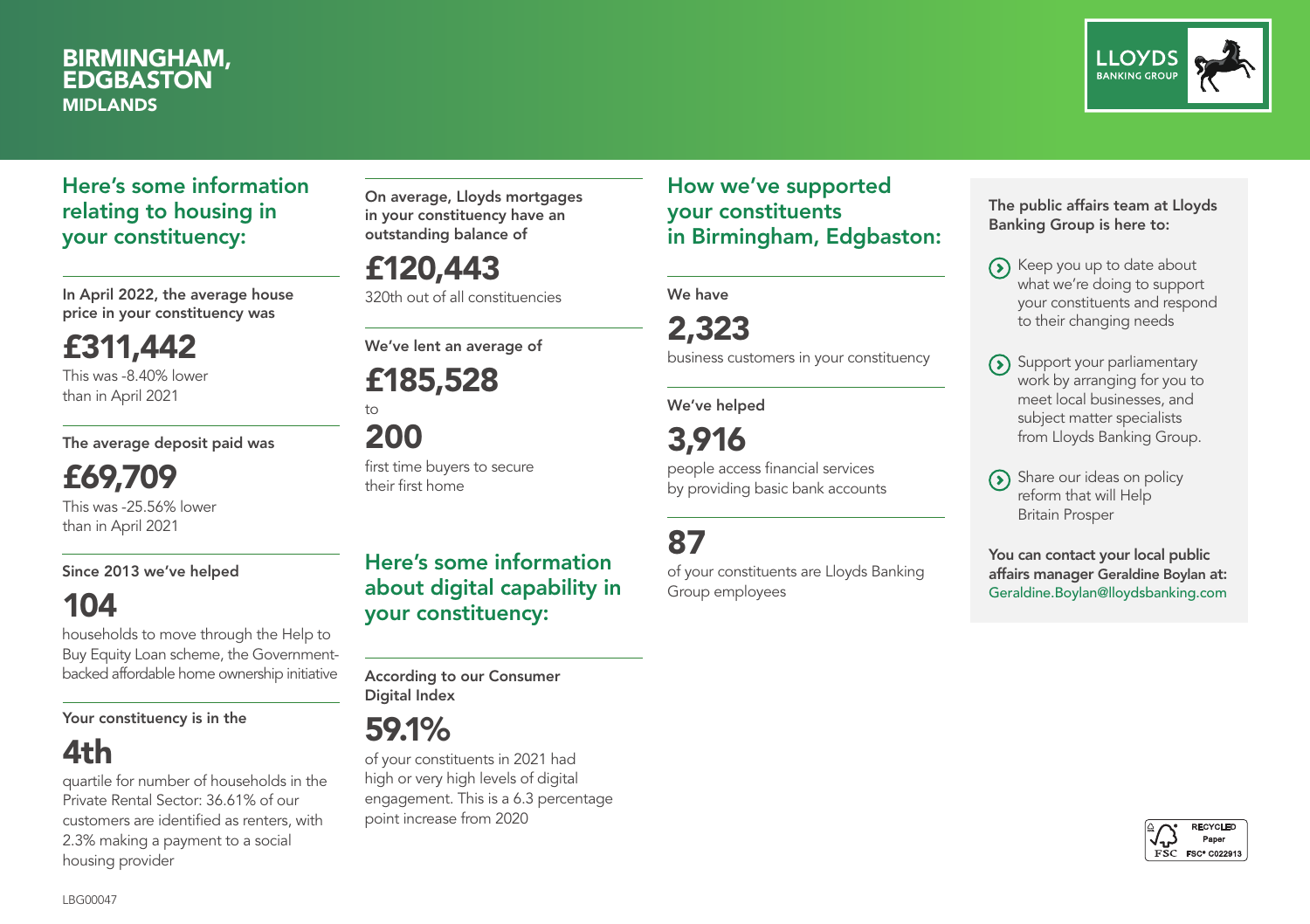# BIRMINGHAM, EDGBASTON

## MIDLANDS

LLOYDS BANKING GROUP

## Here's some information relating to housing in your constituency:

**In April 2022, the average house price in your constituency was**

**£311,442**

This was -8.40% lower than in April 2021

**The average deposit paid was**

**£69,709**

This was -25.56% lower than in April 2021

**Since 2013 we've helped**

**104**

households to move through the Help to Buy Equity Loan scheme, the Government-backed affordable home ownership initiative

**Your constituency is in the**

**4th**

quartile for number of households in the Private Rental Sector: 36.61% of our customers are identified as renters, with 2.3% making a payment to a social housing provider

**On average, Lloyds mortgages in your constituency have an outstanding balance of**

**£120,443**

320th out of all constituencies

**We've lent an average of**

**£185,528**

to

**200**

first time buyers to secure their first home

## Here's some information about digital capability in your constituency:

**According to our Consumer Digital Index**

**59.1%**

of your constituents in 2021 had high or very high levels of digital engagement. This is a 6.3 percentage point increase from 2020

## How we've supported your constituents in Birmingham, Edgbaston:

**We have**

**2,323**

business customers in your constituency

**We've helped**

**3,916**

people access financial services by providing basic bank accounts

**87**

of your constituents are Lloyds Banking Group employees

**The public affairs team at Lloyds Banking Group is here to:**

- Keep you up to date about what we're doing to support your constituents and respond to their changing needs
- Support your parliamentary work by arranging for you to meet local businesses, and subject matter specialists from Lloyds Banking Group.
- Share our ideas on policy reform that will Help Britain Prosper

**You can contact your local public affairs manager Geraldine Boylan at:**
Geraldine.Boylan@lloydsbanking.com

RECYCLED Paper FSC FSC® C022913

LBG00047